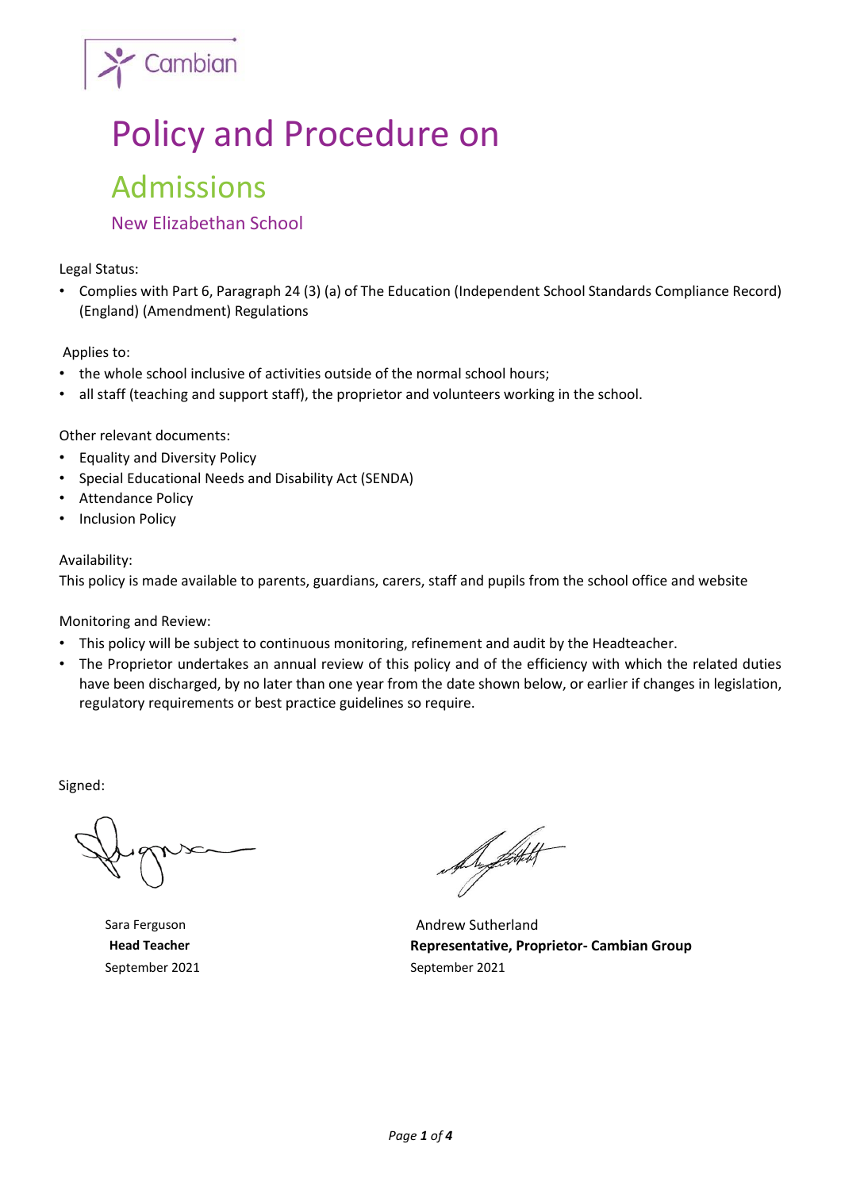Cambian

# Policy and Procedure on

## Admissions

### New Elizabethan School

Legal Status:

- Complies with Part 6, Paragraph 24 (3) (a) of The Education (Independent School Standards Compliance Record) (England) (Amendment) Regulations

Applies to:

- the whole school inclusive of activities outside of the normal school hours;
- all staff (teaching and support staff), the proprietor and volunteers working in the school.

Other relevant documents:

- Equality and Diversity Policy
- Special Educational Needs and Disability Act (SENDA)
- Attendance Policy
- Inclusion Policy

Availability:

This policy is made available to parents, guardians, carers, staff and pupils from the school office and website

Monitoring and Review:

- This policy will be subject to continuous monitoring, refinement and audit by the Headteacher.
- The Proprietor undertakes an annual review of this policy and of the efficiency with which the related duties have been discharged, by no later than one year from the date shown below, or earlier if changes in legislation, regulatory requirements or best practice guidelines so require.

Signed:

Sara Ferguson
**Head Teacher**
September 2021

Andrew Sutherland
**Representative, Proprietor- Cambian Group**
September 2021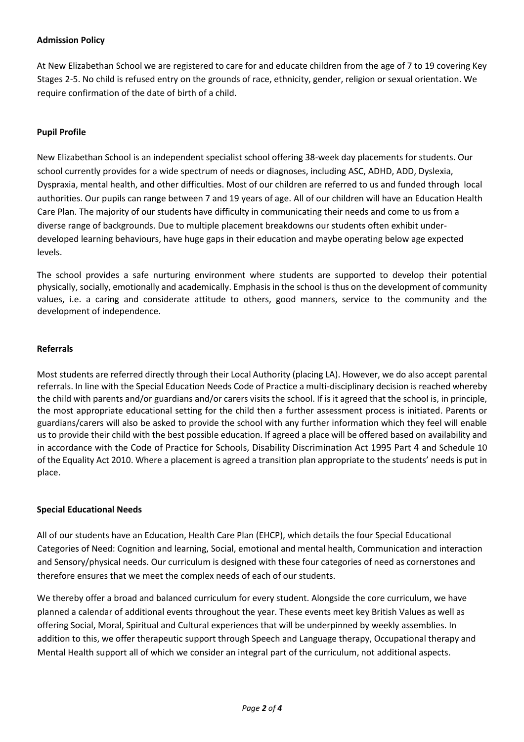**Admission Policy**

At New Elizabethan School we are registered to care for and educate children from the age of 7 to 19 covering Key Stages 2-5. No child is refused entry on the grounds of race, ethnicity, gender, religion or sexual orientation. We require confirmation of the date of birth of a child.

**Pupil Profile**

New Elizabethan School is an independent specialist school offering 38-week day placements for students. Our school currently provides for a wide spectrum of needs or diagnoses, including ASC, ADHD, ADD, Dyslexia, Dyspraxia, mental health, and other difficulties. Most of our children are referred to us and funded through local authorities. Our pupils can range between 7 and 19 years of age. All of our children will have an Education Health Care Plan. The majority of our students have difficulty in communicating their needs and come to us from a diverse range of backgrounds. Due to multiple placement breakdowns our students often exhibit under-developed learning behaviours, have huge gaps in their education and maybe operating below age expected levels.

The school provides a safe nurturing environment where students are supported to develop their potential physically, socially, emotionally and academically. Emphasis in the school is thus on the development of community values, i.e. a caring and considerate attitude to others, good manners, service to the community and the development of independence.

**Referrals**

Most students are referred directly through their Local Authority (placing LA). However, we do also accept parental referrals. In line with the Special Education Needs Code of Practice a multi-disciplinary decision is reached whereby the child with parents and/or guardians and/or carers visits the school. If is it agreed that the school is, in principle, the most appropriate educational setting for the child then a further assessment process is initiated. Parents or guardians/carers will also be asked to provide the school with any further information which they feel will enable us to provide their child with the best possible education. If agreed a place will be offered based on availability and in accordance with the Code of Practice for Schools, Disability Discrimination Act 1995 Part 4 and Schedule 10 of the Equality Act 2010. Where a placement is agreed a transition plan appropriate to the students' needs is put in place.

**Special Educational Needs**

All of our students have an Education, Health Care Plan (EHCP), which details the four Special Educational Categories of Need: Cognition and learning, Social, emotional and mental health, Communication and interaction and Sensory/physical needs. Our curriculum is designed with these four categories of need as cornerstones and therefore ensures that we meet the complex needs of each of our students.

We thereby offer a broad and balanced curriculum for every student. Alongside the core curriculum, we have planned a calendar of additional events throughout the year. These events meet key British Values as well as offering Social, Moral, Spiritual and Cultural experiences that will be underpinned by weekly assemblies. In addition to this, we offer therapeutic support through Speech and Language therapy, Occupational therapy and Mental Health support all of which we consider an integral part of the curriculum, not additional aspects.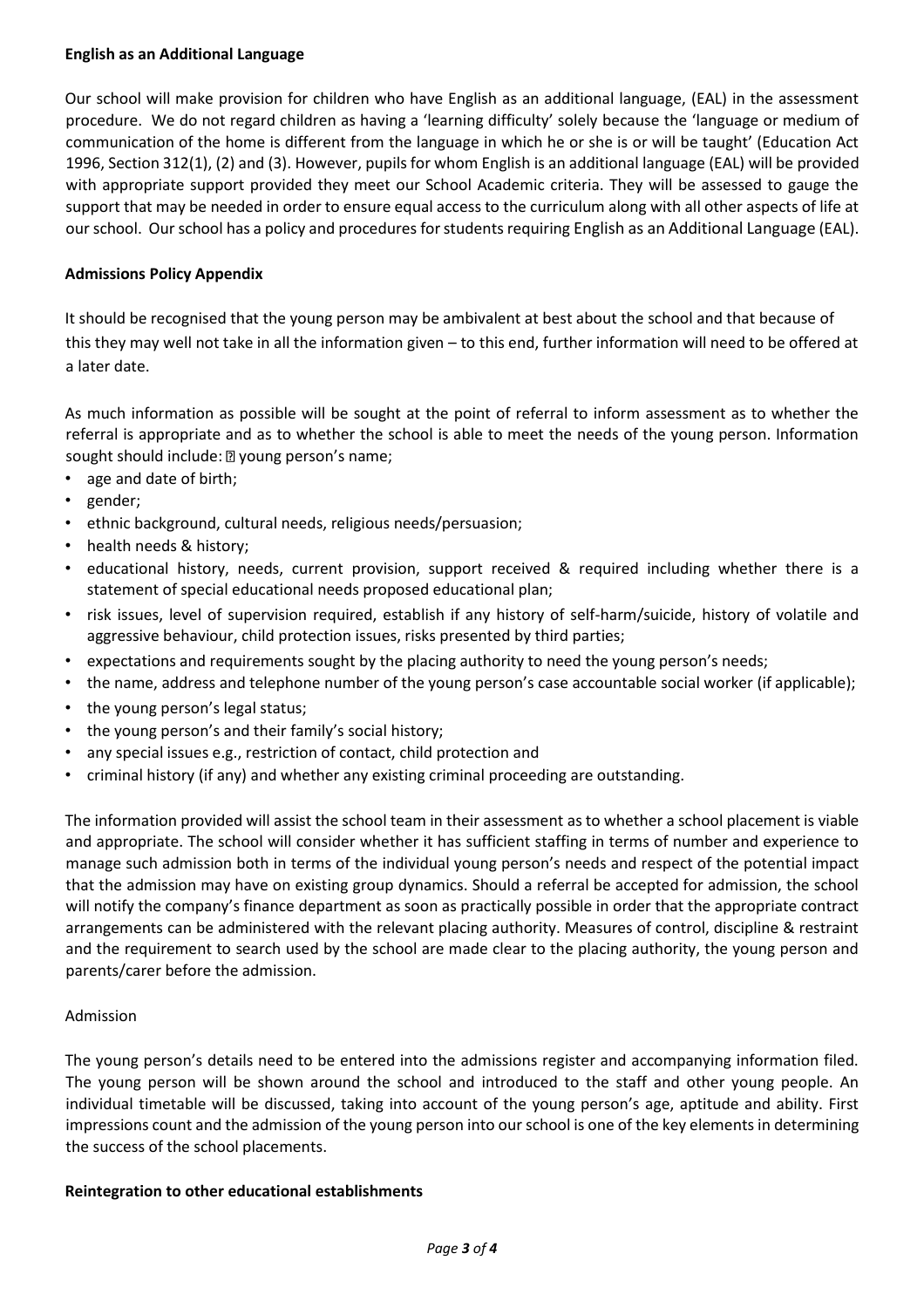**English as an Additional Language**

Our school will make provision for children who have English as an additional language, (EAL) in the assessment procedure. We do not regard children as having a 'learning difficulty' solely because the 'language or medium of communication of the home is different from the language in which he or she is or will be taught' (Education Act 1996, Section 312(1), (2) and (3). However, pupils for whom English is an additional language (EAL) will be provided with appropriate support provided they meet our School Academic criteria. They will be assessed to gauge the support that may be needed in order to ensure equal access to the curriculum along with all other aspects of life at our school. Our school has a policy and procedures for students requiring English as an Additional Language (EAL).

**Admissions Policy Appendix**

It should be recognised that the young person may be ambivalent at best about the school and that because of this they may well not take in all the information given – to this end, further information will need to be offered at a later date.

As much information as possible will be sought at the point of referral to inform assessment as to whether the referral is appropriate and as to whether the school is able to meet the needs of the young person. Information sought should include:  young person's name;

- age and date of birth;
- gender;
- ethnic background, cultural needs, religious needs/persuasion;
- health needs & history;
- educational history, needs, current provision, support received & required including whether there is a statement of special educational needs proposed educational plan;
- risk issues, level of supervision required, establish if any history of self-harm/suicide, history of volatile and aggressive behaviour, child protection issues, risks presented by third parties;
- expectations and requirements sought by the placing authority to need the young person's needs;
- the name, address and telephone number of the young person's case accountable social worker (if applicable);
- the young person's legal status;
- the young person's and their family's social history;
- any special issues e.g., restriction of contact, child protection and
- criminal history (if any) and whether any existing criminal proceeding are outstanding.

The information provided will assist the school team in their assessment as to whether a school placement is viable and appropriate. The school will consider whether it has sufficient staffing in terms of number and experience to manage such admission both in terms of the individual young person's needs and respect of the potential impact that the admission may have on existing group dynamics. Should a referral be accepted for admission, the school will notify the company's finance department as soon as practically possible in order that the appropriate contract arrangements can be administered with the relevant placing authority. Measures of control, discipline & restraint and the requirement to search used by the school are made clear to the placing authority, the young person and parents/carer before the admission.

Admission

The young person's details need to be entered into the admissions register and accompanying information filed. The young person will be shown around the school and introduced to the staff and other young people. An individual timetable will be discussed, taking into account of the young person's age, aptitude and ability. First impressions count and the admission of the young person into our school is one of the key elements in determining the success of the school placements.

**Reintegration to other educational establishments**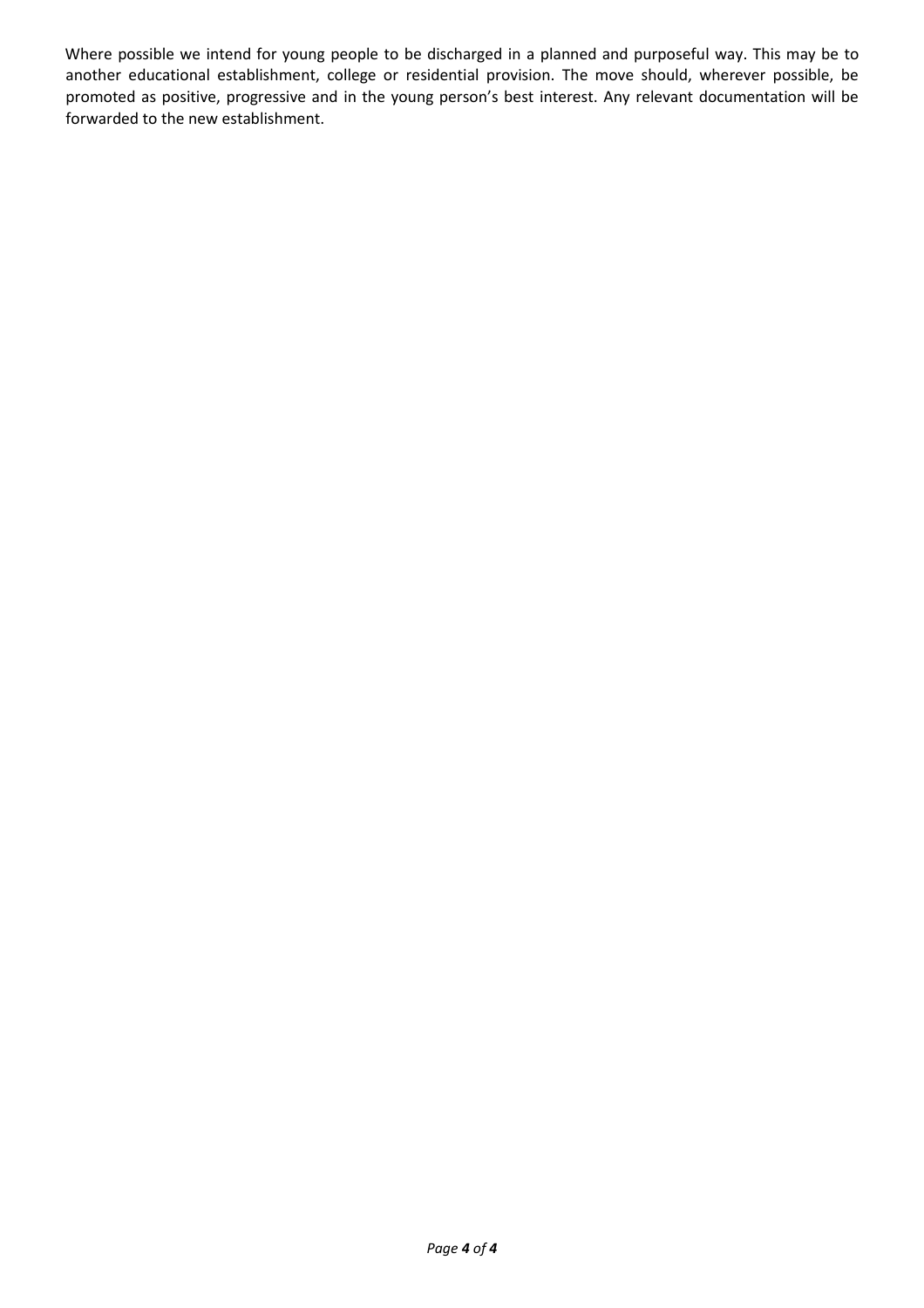Where possible we intend for young people to be discharged in a planned and purposeful way. This may be to another educational establishment, college or residential provision. The move should, wherever possible, be promoted as positive, progressive and in the young person's best interest. Any relevant documentation will be forwarded to the new establishment.